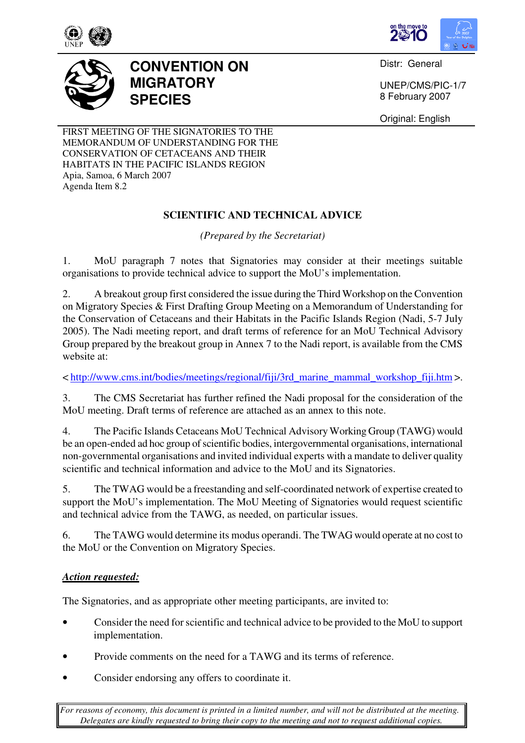# CONVENTION ON MIGRATORY SPECIES

Distr: General

UNEP/CMS/PIC-1/7
8 February 2007

Original: English

FIRST MEETING OF THE SIGNATORIES TO THE MEMORANDUM OF UNDERSTANDING FOR THE CONSERVATION OF CETACEANS AND THEIR HABITATS IN THE PACIFIC ISLANDS REGION
Apia, Samoa, 6 March 2007
Agenda Item 8.2

## SCIENTIFIC AND TECHNICAL ADVICE

*(Prepared by the Secretariat)*

1. MoU paragraph 7 notes that Signatories may consider at their meetings suitable organisations to provide technical advice to support the MoU's implementation.

2. A breakout group first considered the issue during the Third Workshop on the Convention on Migratory Species & First Drafting Group Meeting on a Memorandum of Understanding for the Conservation of Cetaceans and their Habitats in the Pacific Islands Region (Nadi, 5-7 July 2005). The Nadi meeting report, and draft terms of reference for an MoU Technical Advisory Group prepared by the breakout group in Annex 7 to the Nadi report, is available from the CMS website at:

< http://www.cms.int/bodies/meetings/regional/fiji/3rd_marine_mammal_workshop_fiji.htm >.

3. The CMS Secretariat has further refined the Nadi proposal for the consideration of the MoU meeting. Draft terms of reference are attached as an annex to this note.

4. The Pacific Islands Cetaceans MoU Technical Advisory Working Group (TAWG) would be an open-ended ad hoc group of scientific bodies, intergovernmental organisations, international non-governmental organisations and invited individual experts with a mandate to deliver quality scientific and technical information and advice to the MoU and its Signatories.

5. The TWAG would be a freestanding and self-coordinated network of expertise created to support the MoU's implementation. The MoU Meeting of Signatories would request scientific and technical advice from the TAWG, as needed, on particular issues.

6. The TAWG would determine its modus operandi. The TWAG would operate at no cost to the MoU or the Convention on Migratory Species.

***Action requested:***

The Signatories, and as appropriate other meeting participants, are invited to:

- Consider the need for scientific and technical advice to be provided to the MoU to support implementation.
- Provide comments on the need for a TAWG and its terms of reference.
- Consider endorsing any offers to coordinate it.

*For reasons of economy, this document is printed in a limited number, and will not be distributed at the meeting. Delegates are kindly requested to bring their copy to the meeting and not to request additional copies.*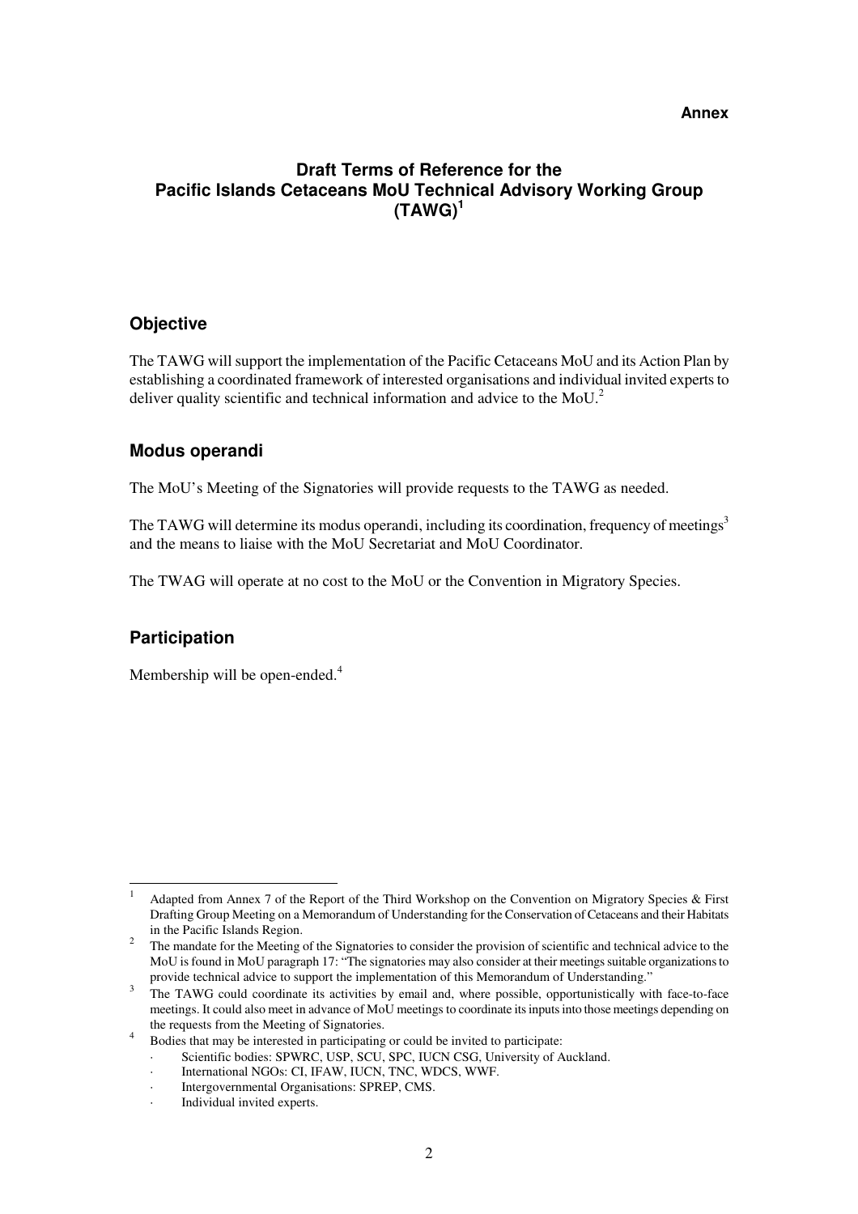**Annex**

# Draft Terms of Reference for the Pacific Islands Cetaceans MoU Technical Advisory Working Group (TAWG)[1]

## Objective

The TAWG will support the implementation of the Pacific Cetaceans MoU and its Action Plan by establishing a coordinated framework of interested organisations and individual invited experts to deliver quality scientific and technical information and advice to the MoU.[2]

## Modus operandi

The MoU's Meeting of the Signatories will provide requests to the TAWG as needed.

The TAWG will determine its modus operandi, including its coordination, frequency of meetings[3] and the means to liaise with the MoU Secretariat and MoU Coordinator.

The TWAG will operate at no cost to the MoU or the Convention in Migratory Species.

## Participation

Membership will be open-ended.[4]

---

[1] Adapted from Annex 7 of the Report of the Third Workshop on the Convention on Migratory Species & First Drafting Group Meeting on a Memorandum of Understanding for the Conservation of Cetaceans and their Habitats in the Pacific Islands Region.

[2] The mandate for the Meeting of the Signatories to consider the provision of scientific and technical advice to the MoU is found in MoU paragraph 17: "The signatories may also consider at their meetings suitable organizations to provide technical advice to support the implementation of this Memorandum of Understanding."

[3] The TAWG could coordinate its activities by email and, where possible, opportunistically with face-to-face meetings. It could also meet in advance of MoU meetings to coordinate its inputs into those meetings depending on the requests from the Meeting of Signatories.

[4] Bodies that may be interested in participating or could be invited to participate:

- Scientific bodies: SPWRC, USP, SCU, SPC, IUCN CSG, University of Auckland.
- International NGOs: CI, IFAW, IUCN, TNC, WDCS, WWF.
- Intergovernmental Organisations: SPREP, CMS.
- Individual invited experts.